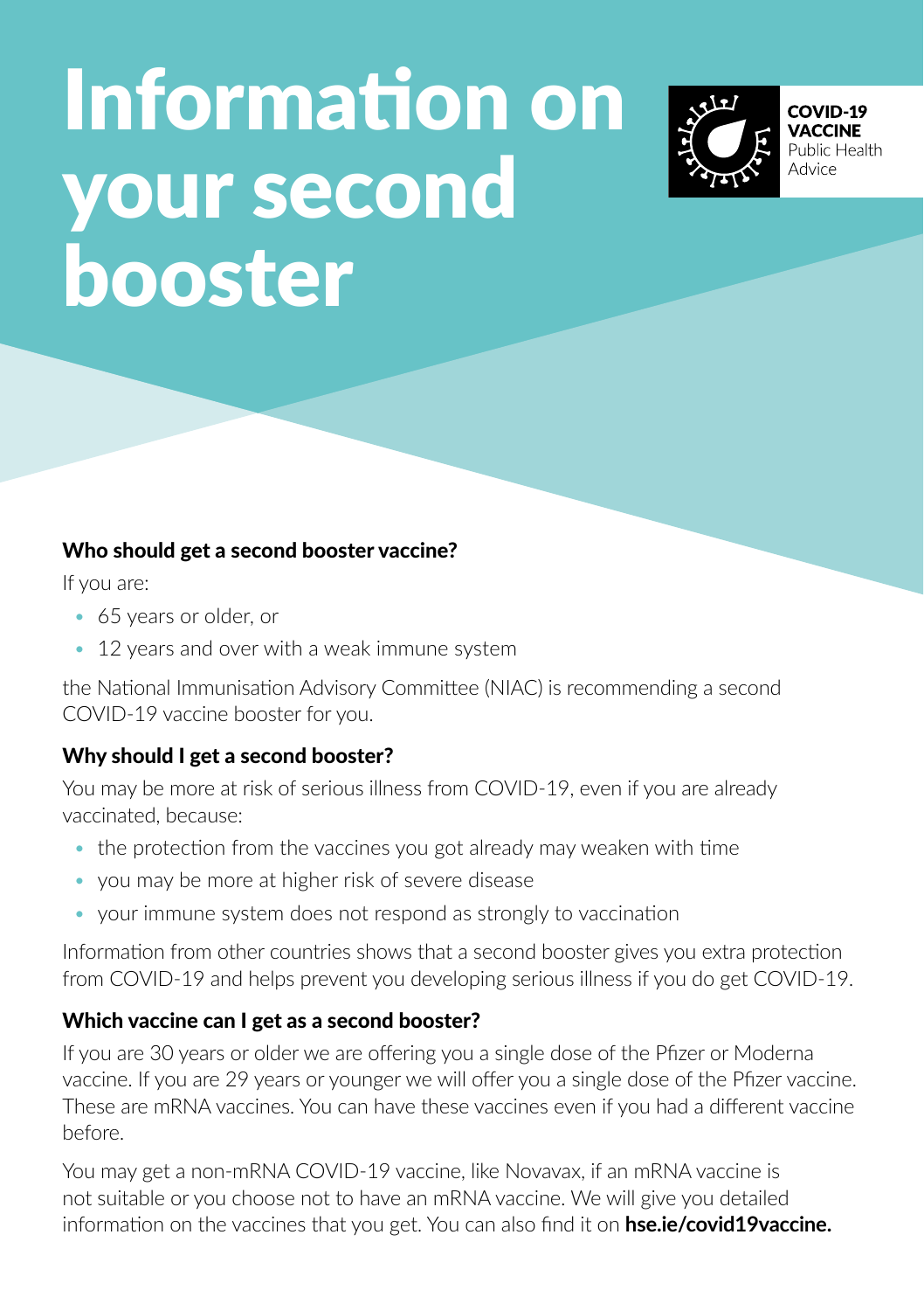# Information on your second booster

**COVID-19 VACCINE**
Public Health Advice

### Who should get a second booster vaccine?

If you are:

- 65 years or older, or
- 12 years and over with a weak immune system

the National Immunisation Advisory Committee (NIAC) is recommending a second COVID-19 vaccine booster for you.

### Why should I get a second booster?

You may be more at risk of serious illness from COVID-19, even if you are already vaccinated, because:

- the protection from the vaccines you got already may weaken with time
- you may be more at higher risk of severe disease
- your immune system does not respond as strongly to vaccination

Information from other countries shows that a second booster gives you extra protection from COVID-19 and helps prevent you developing serious illness if you do get COVID-19.

### Which vaccine can I get as a second booster?

If you are 30 years or older we are offering you a single dose of the Pfizer or Moderna vaccine. If you are 29 years or younger we will offer you a single dose of the Pfizer vaccine. These are mRNA vaccines. You can have these vaccines even if you had a different vaccine before.

You may get a non-mRNA COVID-19 vaccine, like Novavax, if an mRNA vaccine is not suitable or you choose not to have an mRNA vaccine. We will give you detailed information on the vaccines that you get. You can also find it on **hse.ie/covid19vaccine.**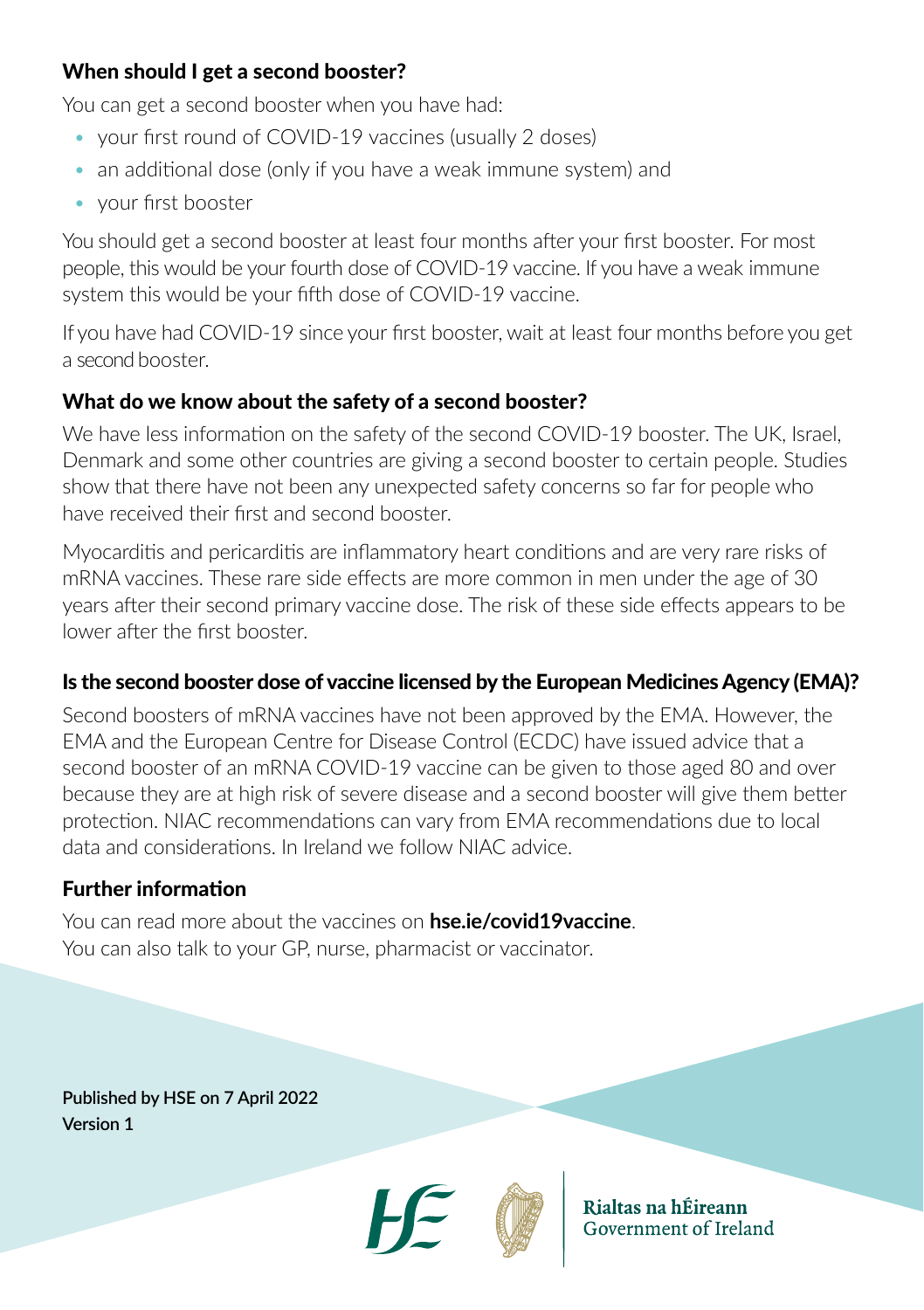### When should I get a second booster?

You can get a second booster when you have had:

- your first round of COVID-19 vaccines (usually 2 doses)
- an additional dose (only if you have a weak immune system) and
- your first booster

You should get a second booster at least four months after your first booster. For most people, this would be your fourth dose of COVID-19 vaccine. If you have a weak immune system this would be your fifth dose of COVID-19 vaccine.

If you have had COVID-19 since your first booster, wait at least four months before you get a second booster.

### What do we know about the safety of a second booster?

We have less information on the safety of the second COVID-19 booster. The UK, Israel, Denmark and some other countries are giving a second booster to certain people. Studies show that there have not been any unexpected safety concerns so far for people who have received their first and second booster.

Myocarditis and pericarditis are inflammatory heart conditions and are very rare risks of mRNA vaccines. These rare side effects are more common in men under the age of 30 years after their second primary vaccine dose. The risk of these side effects appears to be lower after the first booster.

### Is the second booster dose of vaccine licensed by the European Medicines Agency (EMA)?

Second boosters of mRNA vaccines have not been approved by the EMA. However, the EMA and the European Centre for Disease Control (ECDC) have issued advice that a second booster of an mRNA COVID-19 vaccine can be given to those aged 80 and over because they are at high risk of severe disease and a second booster will give them better protection. NIAC recommendations can vary from EMA recommendations due to local data and considerations. In Ireland we follow NIAC advice.

### Further information

You can read more about the vaccines on **hse.ie/covid19vaccine**.
You can also talk to your GP, nurse, pharmacist or vaccinator.

**Published by HSE on 7 April 2022**
**Version 1**

Rialtas na hÉireann
Government of Ireland